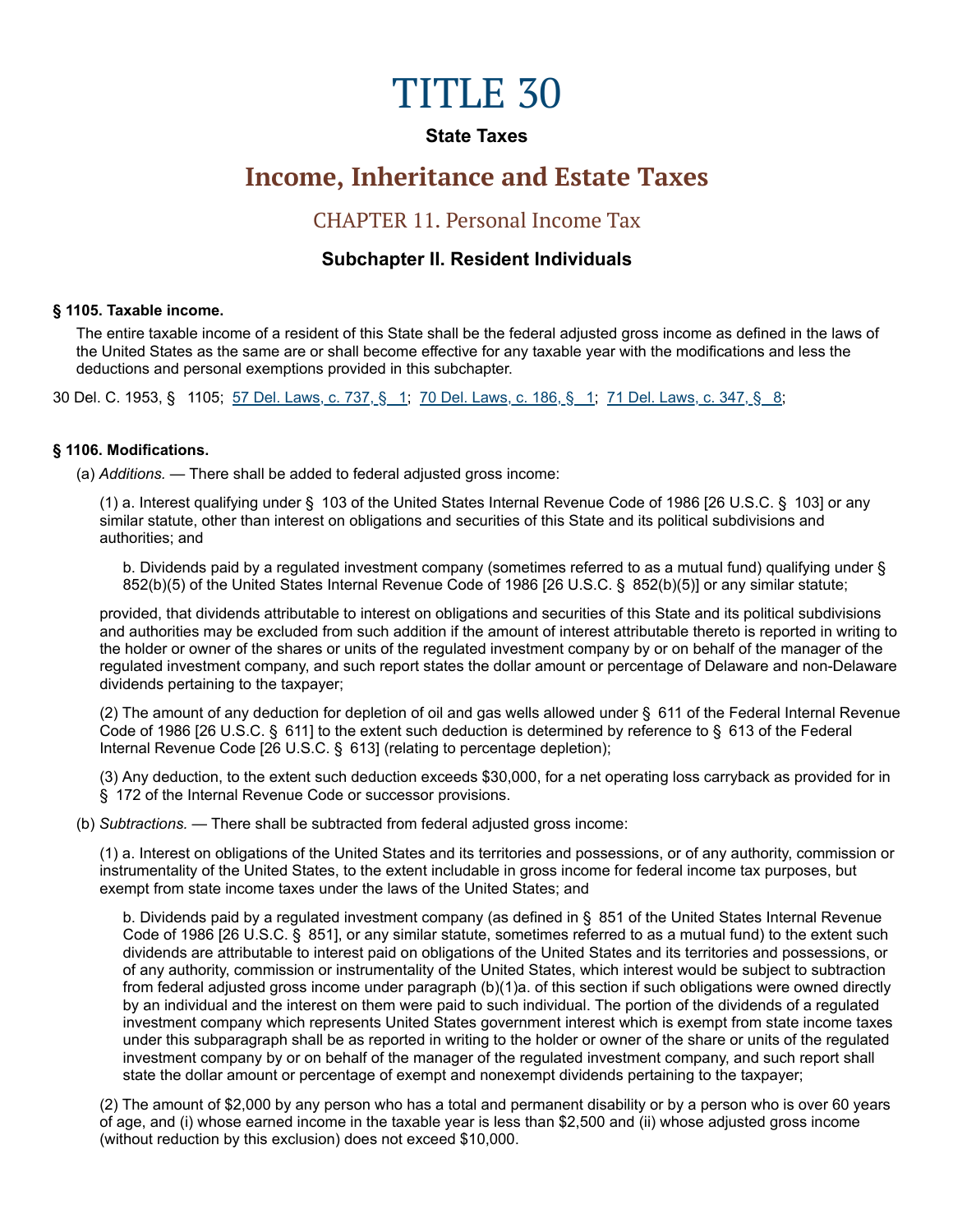# TITLE 30

**State Taxes**

## Income, Inheritance and Estate Taxes

### CHAPTER 11. Personal Income Tax

#### Subchapter II. Resident Individuals

**§ 1105. Taxable income.**

The entire taxable income of a resident of this State shall be the federal adjusted gross income as defined in the laws of the United States as the same are or shall become effective for any taxable year with the modifications and less the deductions and personal exemptions provided in this subchapter.

30 Del. C. 1953, § 1105; 57 Del. Laws, c. 737, § 1; 70 Del. Laws, c. 186, § 1; 71 Del. Laws, c. 347, § 8;

**§ 1106. Modifications.**

(a) *Additions.* — There shall be added to federal adjusted gross income:

(1) a. Interest qualifying under § 103 of the United States Internal Revenue Code of 1986 [26 U.S.C. § 103] or any similar statute, other than interest on obligations and securities of this State and its political subdivisions and authorities; and

b. Dividends paid by a regulated investment company (sometimes referred to as a mutual fund) qualifying under § 852(b)(5) of the United States Internal Revenue Code of 1986 [26 U.S.C. § 852(b)(5)] or any similar statute;

provided, that dividends attributable to interest on obligations and securities of this State and its political subdivisions and authorities may be excluded from such addition if the amount of interest attributable thereto is reported in writing to the holder or owner of the shares or units of the regulated investment company by or on behalf of the manager of the regulated investment company, and such report states the dollar amount or percentage of Delaware and non-Delaware dividends pertaining to the taxpayer;

(2) The amount of any deduction for depletion of oil and gas wells allowed under § 611 of the Federal Internal Revenue Code of 1986 [26 U.S.C. § 611] to the extent such deduction is determined by reference to § 613 of the Federal Internal Revenue Code [26 U.S.C. § 613] (relating to percentage depletion);

(3) Any deduction, to the extent such deduction exceeds $30,000, for a net operating loss carryback as provided for in § 172 of the Internal Revenue Code or successor provisions.

(b) *Subtractions.* — There shall be subtracted from federal adjusted gross income:

(1) a. Interest on obligations of the United States and its territories and possessions, or of any authority, commission or instrumentality of the United States, to the extent includable in gross income for federal income tax purposes, but exempt from state income taxes under the laws of the United States; and

b. Dividends paid by a regulated investment company (as defined in § 851 of the United States Internal Revenue Code of 1986 [26 U.S.C. § 851], or any similar statute, sometimes referred to as a mutual fund) to the extent such dividends are attributable to interest paid on obligations of the United States and its territories and possessions, or of any authority, commission or instrumentality of the United States, which interest would be subject to subtraction from federal adjusted gross income under paragraph (b)(1)a. of this section if such obligations were owned directly by an individual and the interest on them were paid to such individual. The portion of the dividends of a regulated investment company which represents United States government interest which is exempt from state income taxes under this subparagraph shall be as reported in writing to the holder or owner of the share or units of the regulated investment company by or on behalf of the manager of the regulated investment company, and such report shall state the dollar amount or percentage of exempt and nonexempt dividends pertaining to the taxpayer;

(2) The amount of $2,000 by any person who has a total and permanent disability or by a person who is over 60 years of age, and (i) whose earned income in the taxable year is less than $2,500 and (ii) whose adjusted gross income (without reduction by this exclusion) does not exceed $10,000.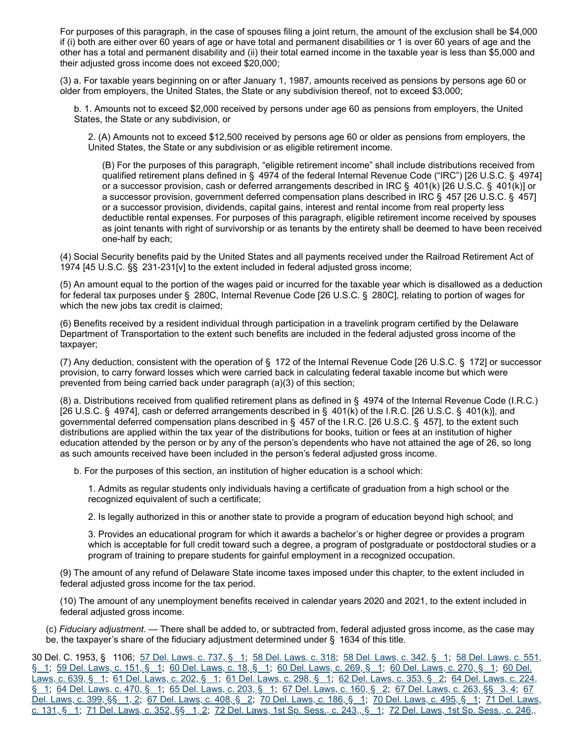For purposes of this paragraph, in the case of spouses filing a joint return, the amount of the exclusion shall be $4,000 if (i) both are either over 60 years of age or have total and permanent disabilities or 1 is over 60 years of age and the other has a total and permanent disability and (ii) their total earned income in the taxable year is less than $5,000 and their adjusted gross income does not exceed $20,000;

(3) a. For taxable years beginning on or after January 1, 1987, amounts received as pensions by persons age 60 or older from employers, the United States, the State or any subdivision thereof, not to exceed $3,000;

b. 1. Amounts not to exceed $2,000 received by persons under age 60 as pensions from employers, the United States, the State or any subdivision, or

2. (A) Amounts not to exceed $12,500 received by persons age 60 or older as pensions from employers, the United States, the State or any subdivision or as eligible retirement income.

(B) For the purposes of this paragraph, "eligible retirement income" shall include distributions received from qualified retirement plans defined in § 4974 of the federal Internal Revenue Code ("IRC") [26 U.S.C. § 4974] or a successor provision, cash or deferred arrangements described in IRC § 401(k) [26 U.S.C. § 401(k)] or a successor provision, government deferred compensation plans described in IRC § 457 [26 U.S.C. § 457] or a successor provision, dividends, capital gains, interest and rental income from real property less deductible rental expenses. For purposes of this paragraph, eligible retirement income received by spouses as joint tenants with right of survivorship or as tenants by the entirety shall be deemed to have been received one-half by each;

(4) Social Security benefits paid by the United States and all payments received under the Railroad Retirement Act of 1974 [45 U.S.C. §§ 231-231[v] to the extent included in federal adjusted gross income;

(5) An amount equal to the portion of the wages paid or incurred for the taxable year which is disallowed as a deduction for federal tax purposes under § 280C, Internal Revenue Code [26 U.S.C. § 280C], relating to portion of wages for which the new jobs tax credit is claimed;

(6) Benefits received by a resident individual through participation in a travelink program certified by the Delaware Department of Transportation to the extent such benefits are included in the federal adjusted gross income of the taxpayer;

(7) Any deduction, consistent with the operation of § 172 of the Internal Revenue Code [26 U.S.C. § 172] or successor provision, to carry forward losses which were carried back in calculating federal taxable income but which were prevented from being carried back under paragraph (a)(3) of this section;

(8) a. Distributions received from qualified retirement plans as defined in § 4974 of the Internal Revenue Code (I.R.C.) [26 U.S.C. § 4974], cash or deferred arrangements described in § 401(k) of the I.R.C. [26 U.S.C. § 401(k)], and governmental deferred compensation plans described in § 457 of the I.R.C. [26 U.S.C. § 457], to the extent such distributions are applied within the tax year of the distributions for books, tuition or fees at an institution of higher education attended by the person or by any of the person's dependents who have not attained the age of 26, so long as such amounts received have been included in the person's federal adjusted gross income.

b. For the purposes of this section, an institution of higher education is a school which:

1. Admits as regular students only individuals having a certificate of graduation from a high school or the recognized equivalent of such a certificate;

2. Is legally authorized in this or another state to provide a program of education beyond high school; and

3. Provides an educational program for which it awards a bachelor's or higher degree or provides a program which is acceptable for full credit toward such a degree, a program of postgraduate or postdoctoral studies or a program of training to prepare students for gainful employment in a recognized occupation.

(9) The amount of any refund of Delaware State income taxes imposed under this chapter, to the extent included in federal adjusted gross income for the tax period.

(10) The amount of any unemployment benefits received in calendar years 2020 and 2021, to the extent included in federal adjusted gross income.

(c) *Fiduciary adjustment.* — There shall be added to, or subtracted from, federal adjusted gross income, as the case may be, the taxpayer's share of the fiduciary adjustment determined under § 1634 of this title.

30 Del. C. 1953, § 1106; 57 Del. Laws, c. 737, § 1; 58 Del. Laws, c. 318; 58 Del. Laws, c. 342, § 1; 58 Del. Laws, c. 551, § 1; 59 Del. Laws, c. 151, § 1; 60 Del. Laws, c. 18, § 1; 60 Del. Laws, c. 269, § 1; 60 Del. Laws, c. 270, § 1; 60 Del. Laws, c. 639, § 1; 61 Del. Laws, c. 202, § 1; 61 Del. Laws, c. 298, § 1; 62 Del. Laws, c. 353, § 2; 64 Del. Laws, c. 224, § 1; 64 Del. Laws, c. 470, § 1; 65 Del. Laws, c. 203, § 1; 67 Del. Laws, c. 160, § 2; 67 Del. Laws, c. 263, §§ 3, 4; 67 Del. Laws, c. 399, §§ 1, 2; 67 Del. Laws, c. 408, § 2; 70 Del. Laws, c. 186, § 1; 70 Del. Laws, c. 495, § 1; 71 Del. Laws, c. 131, § 1; 71 Del. Laws, c. 352, §§ 1, 2; 72 Del. Laws, 1st Sp. Sess., c. 243,, § 1; 72 Del. Laws, 1st Sp. Sess., c. 246,,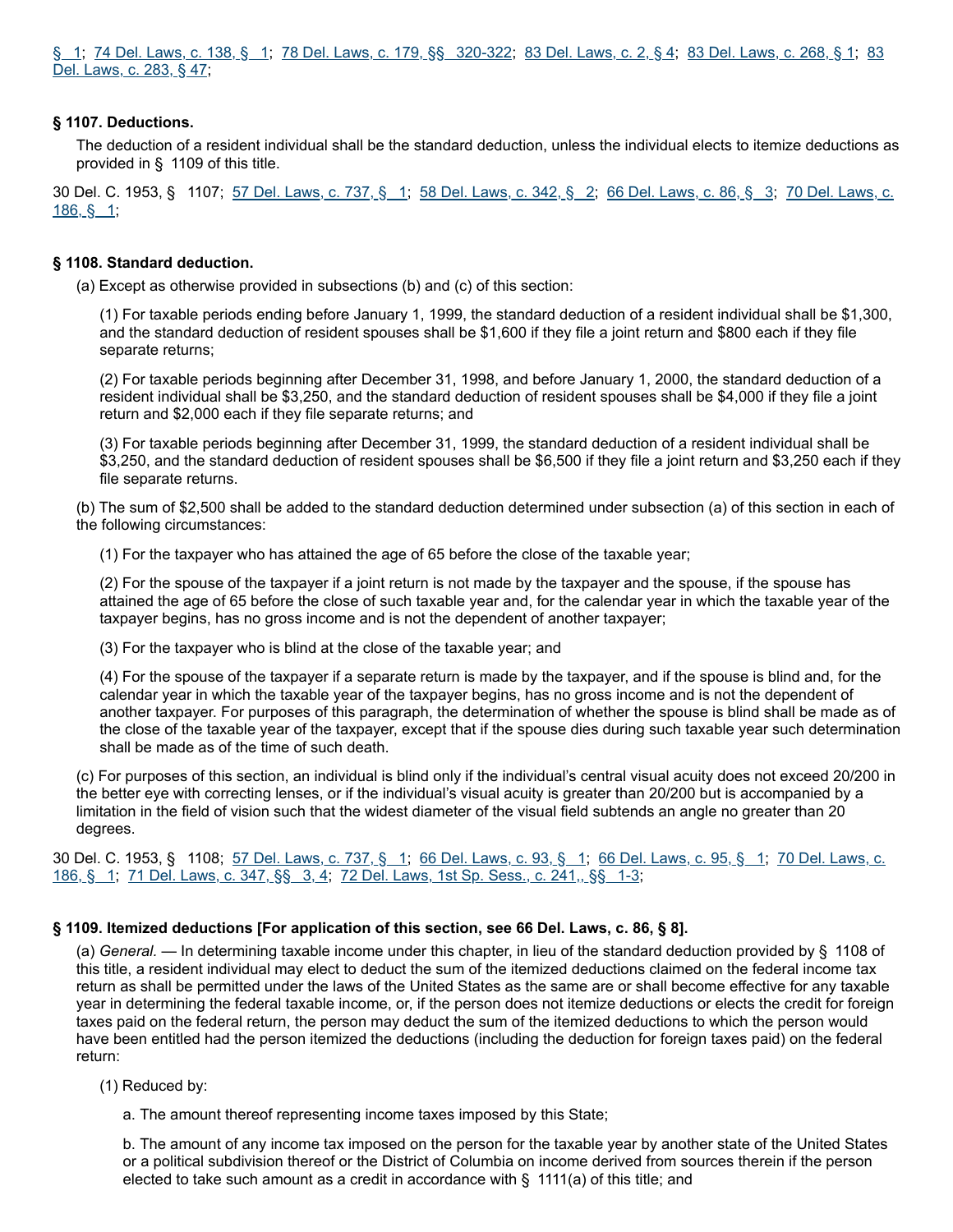§ 1; 74 Del. Laws, c. 138, § 1; 78 Del. Laws, c. 179, §§ 320-322; 83 Del. Laws, c. 2, § 4; 83 Del. Laws, c. 268, § 1; 83 Del. Laws, c. 283, § 47;

### § 1107. Deductions.

The deduction of a resident individual shall be the standard deduction, unless the individual elects to itemize deductions as provided in § 1109 of this title.

30 Del. C. 1953, § 1107; 57 Del. Laws, c. 737, § 1; 58 Del. Laws, c. 342, § 2; 66 Del. Laws, c. 86, § 3; 70 Del. Laws, c. 186, § 1;

### § 1108. Standard deduction.

(a) Except as otherwise provided in subsections (b) and (c) of this section:

(1) For taxable periods ending before January 1, 1999, the standard deduction of a resident individual shall be $1,300, and the standard deduction of resident spouses shall be $1,600 if they file a joint return and $800 each if they file separate returns;

(2) For taxable periods beginning after December 31, 1998, and before January 1, 2000, the standard deduction of a resident individual shall be $3,250, and the standard deduction of resident spouses shall be $4,000 if they file a joint return and $2,000 each if they file separate returns; and

(3) For taxable periods beginning after December 31, 1999, the standard deduction of a resident individual shall be $3,250, and the standard deduction of resident spouses shall be $6,500 if they file a joint return and $3,250 each if they file separate returns.

(b) The sum of $2,500 shall be added to the standard deduction determined under subsection (a) of this section in each of the following circumstances:

(1) For the taxpayer who has attained the age of 65 before the close of the taxable year;

(2) For the spouse of the taxpayer if a joint return is not made by the taxpayer and the spouse, if the spouse has attained the age of 65 before the close of such taxable year and, for the calendar year in which the taxable year of the taxpayer begins, has no gross income and is not the dependent of another taxpayer;

(3) For the taxpayer who is blind at the close of the taxable year; and

(4) For the spouse of the taxpayer if a separate return is made by the taxpayer, and if the spouse is blind and, for the calendar year in which the taxable year of the taxpayer begins, has no gross income and is not the dependent of another taxpayer. For purposes of this paragraph, the determination of whether the spouse is blind shall be made as of the close of the taxable year of the taxpayer, except that if the spouse dies during such taxable year such determination shall be made as of the time of such death.

(c) For purposes of this section, an individual is blind only if the individual's central visual acuity does not exceed 20/200 in the better eye with correcting lenses, or if the individual's visual acuity is greater than 20/200 but is accompanied by a limitation in the field of vision such that the widest diameter of the visual field subtends an angle no greater than 20 degrees.

30 Del. C. 1953, § 1108; 57 Del. Laws, c. 737, § 1; 66 Del. Laws, c. 93, § 1; 66 Del. Laws, c. 95, § 1; 70 Del. Laws, c. 186, § 1; 71 Del. Laws, c. 347, §§ 3, 4; 72 Del. Laws, 1st Sp. Sess., c. 241,, §§ 1-3;

### § 1109. Itemized deductions [For application of this section, see 66 Del. Laws, c. 86, § 8].

(a) *General.* — In determining taxable income under this chapter, in lieu of the standard deduction provided by § 1108 of this title, a resident individual may elect to deduct the sum of the itemized deductions claimed on the federal income tax return as shall be permitted under the laws of the United States as the same are or shall become effective for any taxable year in determining the federal taxable income, or, if the person does not itemize deductions or elects the credit for foreign taxes paid on the federal return, the person may deduct the sum of the itemized deductions to which the person would have been entitled had the person itemized the deductions (including the deduction for foreign taxes paid) on the federal return:

(1) Reduced by:

a. The amount thereof representing income taxes imposed by this State;

b. The amount of any income tax imposed on the person for the taxable year by another state of the United States or a political subdivision thereof or the District of Columbia on income derived from sources therein if the person elected to take such amount as a credit in accordance with § 1111(a) of this title; and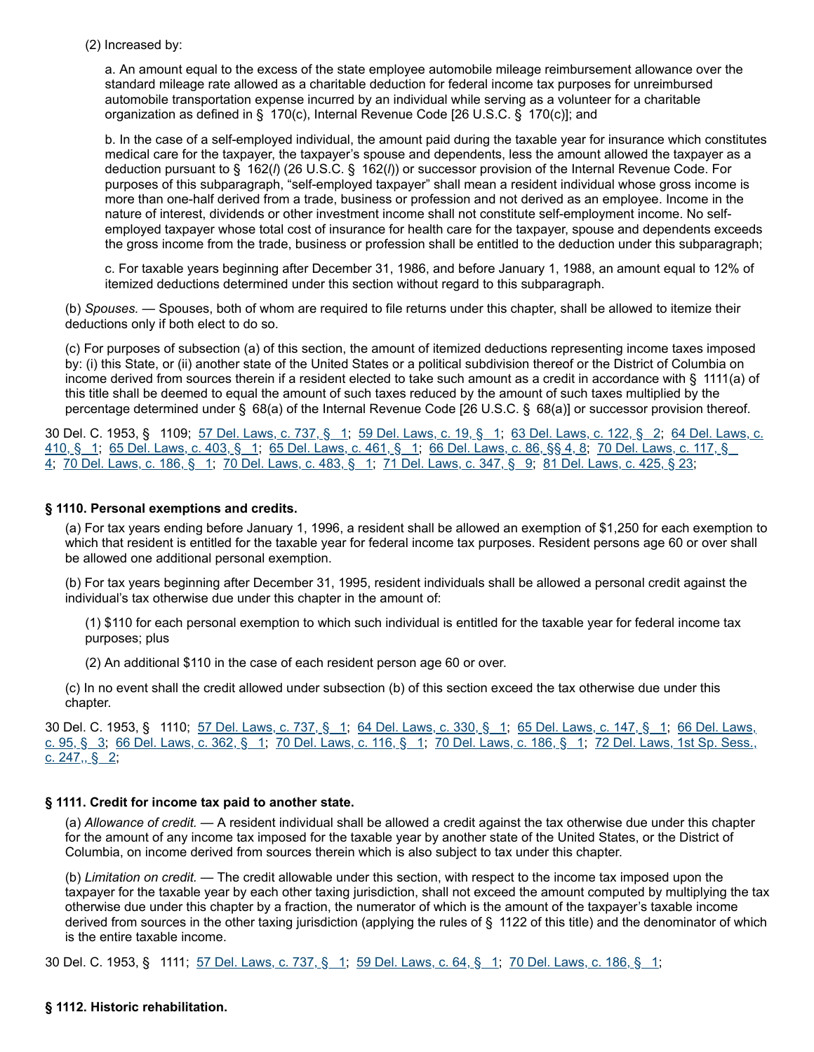(2) Increased by:

a. An amount equal to the excess of the state employee automobile mileage reimbursement allowance over the standard mileage rate allowed as a charitable deduction for federal income tax purposes for unreimbursed automobile transportation expense incurred by an individual while serving as a volunteer for a charitable organization as defined in § 170(c), Internal Revenue Code [26 U.S.C. § 170(c)]; and

b. In the case of a self-employed individual, the amount paid during the taxable year for insurance which constitutes medical care for the taxpayer, the taxpayer's spouse and dependents, less the amount allowed the taxpayer as a deduction pursuant to § 162(*l*) (26 U.S.C. § 162(*l*)) or successor provision of the Internal Revenue Code. For purposes of this subparagraph, "self-employed taxpayer" shall mean a resident individual whose gross income is more than one-half derived from a trade, business or profession and not derived as an employee. Income in the nature of interest, dividends or other investment income shall not constitute self-employment income. No self-employed taxpayer whose total cost of insurance for health care for the taxpayer, spouse and dependents exceeds the gross income from the trade, business or profession shall be entitled to the deduction under this subparagraph;

c. For taxable years beginning after December 31, 1986, and before January 1, 1988, an amount equal to 12% of itemized deductions determined under this section without regard to this subparagraph.

(b) *Spouses.* — Spouses, both of whom are required to file returns under this chapter, shall be allowed to itemize their deductions only if both elect to do so.

(c) For purposes of subsection (a) of this section, the amount of itemized deductions representing income taxes imposed by: (i) this State, or (ii) another state of the United States or a political subdivision thereof or the District of Columbia on income derived from sources therein if a resident elected to take such amount as a credit in accordance with § 1111(a) of this title shall be deemed to equal the amount of such taxes reduced by the amount of such taxes multiplied by the percentage determined under § 68(a) of the Internal Revenue Code [26 U.S.C. § 68(a)] or successor provision thereof.

30 Del. C. 1953, § 1109; 57 Del. Laws, c. 737, § 1; 59 Del. Laws, c. 19, § 1; 63 Del. Laws, c. 122, § 2; 64 Del. Laws, c. 410, § 1; 65 Del. Laws, c. 403, § 1; 65 Del. Laws, c. 461, § 1; 66 Del. Laws, c. 86, §§ 4, 8; 70 Del. Laws, c. 117, § 4; 70 Del. Laws, c. 186, § 1; 70 Del. Laws, c. 483, § 1; 71 Del. Laws, c. 347, § 9; 81 Del. Laws, c. 425, § 23;

### § 1110. Personal exemptions and credits.

(a) For tax years ending before January 1, 1996, a resident shall be allowed an exemption of $1,250 for each exemption to which that resident is entitled for the taxable year for federal income tax purposes. Resident persons age 60 or over shall be allowed one additional personal exemption.

(b) For tax years beginning after December 31, 1995, resident individuals shall be allowed a personal credit against the individual's tax otherwise due under this chapter in the amount of:

(1) $110 for each personal exemption to which such individual is entitled for the taxable year for federal income tax purposes; plus

(2) An additional $110 in the case of each resident person age 60 or over.

(c) In no event shall the credit allowed under subsection (b) of this section exceed the tax otherwise due under this chapter.

30 Del. C. 1953, § 1110; 57 Del. Laws, c. 737, § 1; 64 Del. Laws, c. 330, § 1; 65 Del. Laws, c. 147, § 1; 66 Del. Laws, c. 95, § 3; 66 Del. Laws, c. 362, § 1; 70 Del. Laws, c. 116, § 1; 70 Del. Laws, c. 186, § 1; 72 Del. Laws, 1st Sp. Sess., c. 247,, § 2;

### § 1111. Credit for income tax paid to another state.

(a) *Allowance of credit.* — A resident individual shall be allowed a credit against the tax otherwise due under this chapter for the amount of any income tax imposed for the taxable year by another state of the United States, or the District of Columbia, on income derived from sources therein which is also subject to tax under this chapter.

(b) *Limitation on credit.* — The credit allowable under this section, with respect to the income tax imposed upon the taxpayer for the taxable year by each other taxing jurisdiction, shall not exceed the amount computed by multiplying the tax otherwise due under this chapter by a fraction, the numerator of which is the amount of the taxpayer's taxable income derived from sources in the other taxing jurisdiction (applying the rules of § 1122 of this title) and the denominator of which is the entire taxable income.

30 Del. C. 1953, § 1111; 57 Del. Laws, c. 737, § 1; 59 Del. Laws, c. 64, § 1; 70 Del. Laws, c. 186, § 1;

### § 1112. Historic rehabilitation.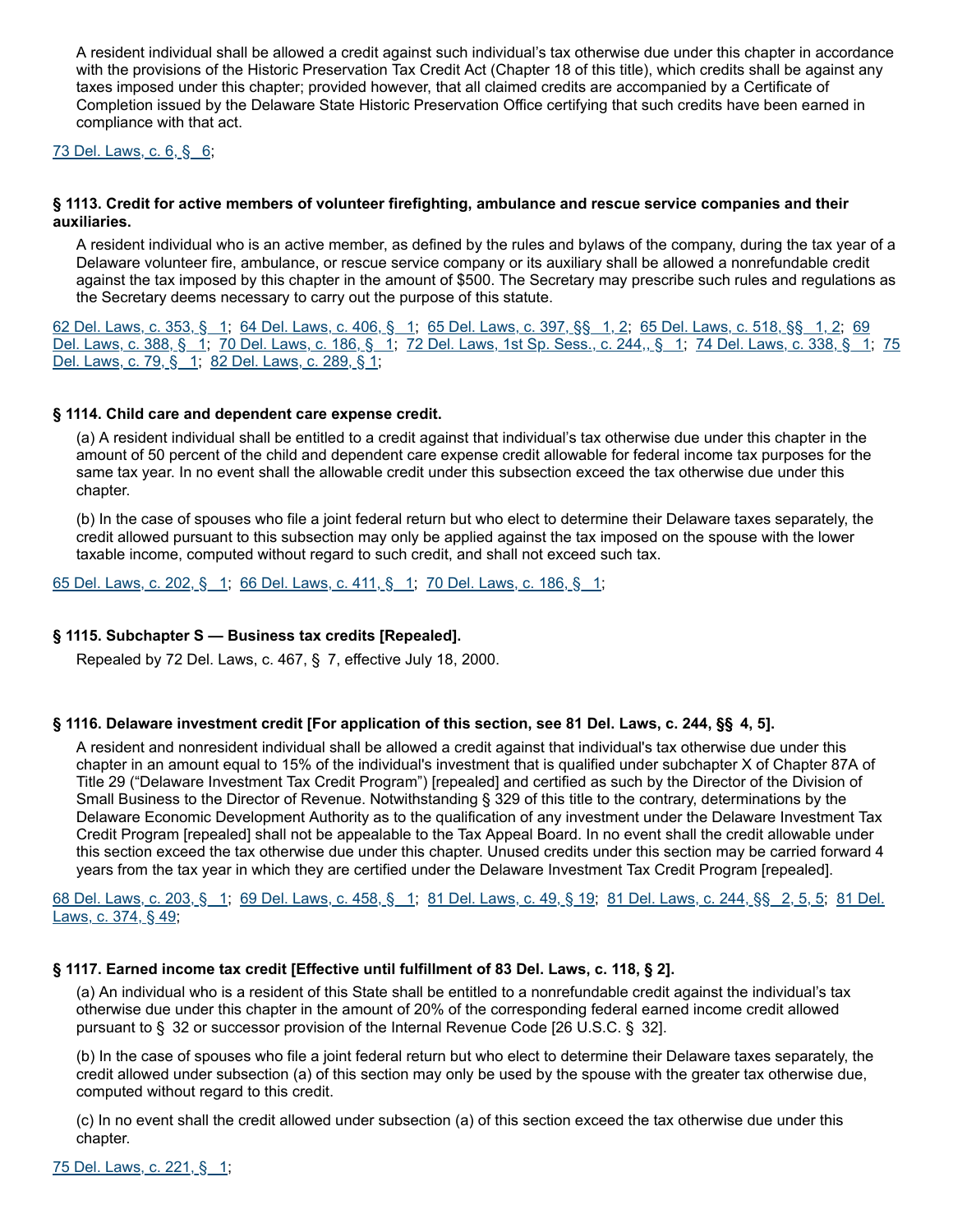A resident individual shall be allowed a credit against such individual's tax otherwise due under this chapter in accordance with the provisions of the Historic Preservation Tax Credit Act (Chapter 18 of this title), which credits shall be against any taxes imposed under this chapter; provided however, that all claimed credits are accompanied by a Certificate of Completion issued by the Delaware State Historic Preservation Office certifying that such credits have been earned in compliance with that act.

73 Del. Laws, c. 6, § 6;

### § 1113. Credit for active members of volunteer firefighting, ambulance and rescue service companies and their auxiliaries.

A resident individual who is an active member, as defined by the rules and bylaws of the company, during the tax year of a Delaware volunteer fire, ambulance, or rescue service company or its auxiliary shall be allowed a nonrefundable credit against the tax imposed by this chapter in the amount of $500. The Secretary may prescribe such rules and regulations as the Secretary deems necessary to carry out the purpose of this statute.

62 Del. Laws, c. 353, § 1; 64 Del. Laws, c. 406, § 1; 65 Del. Laws, c. 397, §§ 1, 2; 65 Del. Laws, c. 518, §§ 1, 2; 69 Del. Laws, c. 388, § 1; 70 Del. Laws, c. 186, § 1; 72 Del. Laws, 1st Sp. Sess., c. 244,, § 1; 74 Del. Laws, c. 338, § 1; 75 Del. Laws, c. 79, § 1; 82 Del. Laws, c. 289, § 1;

### § 1114. Child care and dependent care expense credit.

(a) A resident individual shall be entitled to a credit against that individual's tax otherwise due under this chapter in the amount of 50 percent of the child and dependent care expense credit allowable for federal income tax purposes for the same tax year. In no event shall the allowable credit under this subsection exceed the tax otherwise due under this chapter.

(b) In the case of spouses who file a joint federal return but who elect to determine their Delaware taxes separately, the credit allowed pursuant to this subsection may only be applied against the tax imposed on the spouse with the lower taxable income, computed without regard to such credit, and shall not exceed such tax.

65 Del. Laws, c. 202, § 1; 66 Del. Laws, c. 411, § 1; 70 Del. Laws, c. 186, § 1;

### § 1115. Subchapter S — Business tax credits [Repealed].

Repealed by 72 Del. Laws, c. 467, § 7, effective July 18, 2000.

### § 1116. Delaware investment credit [For application of this section, see 81 Del. Laws, c. 244, §§ 4, 5].

A resident and nonresident individual shall be allowed a credit against that individual's tax otherwise due under this chapter in an amount equal to 15% of the individual's investment that is qualified under subchapter X of Chapter 87A of Title 29 ("Delaware Investment Tax Credit Program") [repealed] and certified as such by the Director of the Division of Small Business to the Director of Revenue. Notwithstanding § 329 of this title to the contrary, determinations by the Delaware Economic Development Authority as to the qualification of any investment under the Delaware Investment Tax Credit Program [repealed] shall not be appealable to the Tax Appeal Board. In no event shall the credit allowable under this section exceed the tax otherwise due under this chapter. Unused credits under this section may be carried forward 4 years from the tax year in which they are certified under the Delaware Investment Tax Credit Program [repealed].

68 Del. Laws, c. 203, § 1; 69 Del. Laws, c. 458, § 1; 81 Del. Laws, c. 49, § 19; 81 Del. Laws, c. 244, §§ 2, 5, 5; 81 Del. Laws, c. 374, § 49;

### § 1117. Earned income tax credit [Effective until fulfillment of 83 Del. Laws, c. 118, § 2].

(a) An individual who is a resident of this State shall be entitled to a nonrefundable credit against the individual's tax otherwise due under this chapter in the amount of 20% of the corresponding federal earned income credit allowed pursuant to § 32 or successor provision of the Internal Revenue Code [26 U.S.C. § 32].

(b) In the case of spouses who file a joint federal return but who elect to determine their Delaware taxes separately, the credit allowed under subsection (a) of this section may only be used by the spouse with the greater tax otherwise due, computed without regard to this credit.

(c) In no event shall the credit allowed under subsection (a) of this section exceed the tax otherwise due under this chapter.

75 Del. Laws, c. 221, § 1;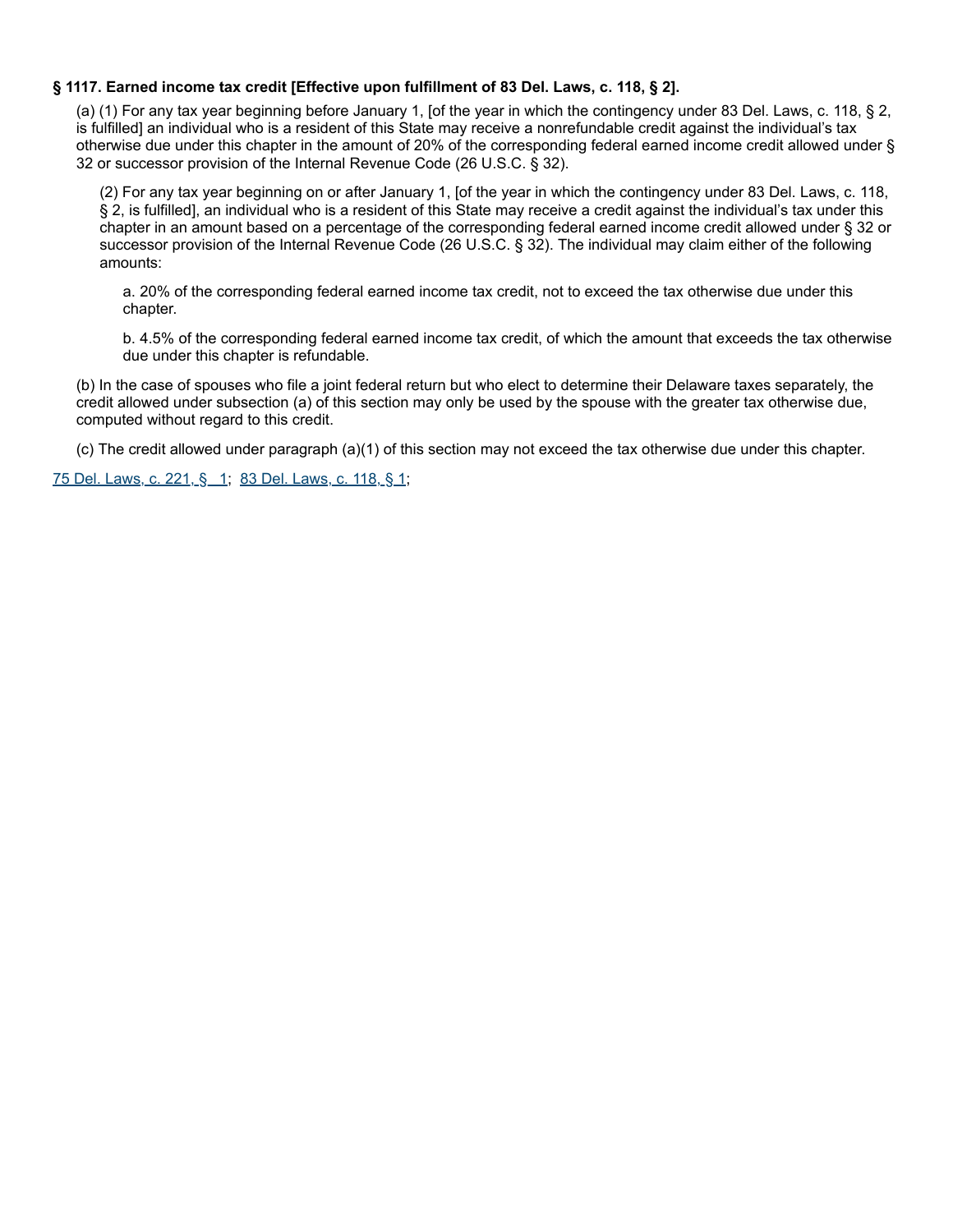**§ 1117. Earned income tax credit [Effective upon fulfillment of 83 Del. Laws, c. 118, § 2].**

(a) (1) For any tax year beginning before January 1, [of the year in which the contingency under 83 Del. Laws, c. 118, § 2, is fulfilled] an individual who is a resident of this State may receive a nonrefundable credit against the individual's tax otherwise due under this chapter in the amount of 20% of the corresponding federal earned income credit allowed under § 32 or successor provision of the Internal Revenue Code (26 U.S.C. § 32).

(2) For any tax year beginning on or after January 1, [of the year in which the contingency under 83 Del. Laws, c. 118, § 2, is fulfilled], an individual who is a resident of this State may receive a credit against the individual's tax under this chapter in an amount based on a percentage of the corresponding federal earned income credit allowed under § 32 or successor provision of the Internal Revenue Code (26 U.S.C. § 32). The individual may claim either of the following amounts:

a. 20% of the corresponding federal earned income tax credit, not to exceed the tax otherwise due under this chapter.

b. 4.5% of the corresponding federal earned income tax credit, of which the amount that exceeds the tax otherwise due under this chapter is refundable.

(b) In the case of spouses who file a joint federal return but who elect to determine their Delaware taxes separately, the credit allowed under subsection (a) of this section may only be used by the spouse with the greater tax otherwise due, computed without regard to this credit.

(c) The credit allowed under paragraph (a)(1) of this section may not exceed the tax otherwise due under this chapter.

75 Del. Laws, c. 221, § 1; 83 Del. Laws, c. 118, § 1;